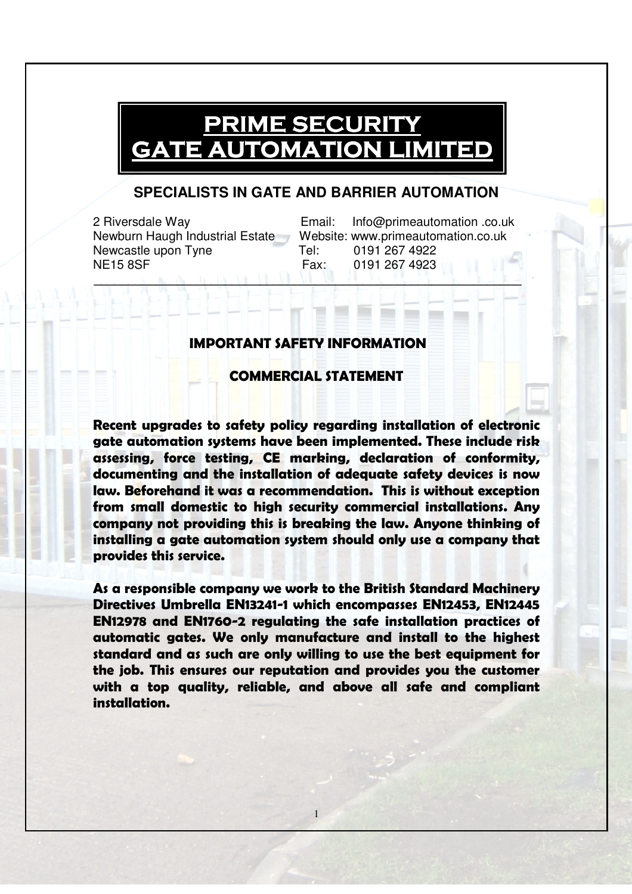# PRIME SECURITY GATE AUTOMATION LIMITED

## SPECIALISTS IN GATE AND BARRIER AUTOMATION

2 Riversdale Way
Newburn Haugh Industrial Estate
Newcastle upon Tyne
NE15 8SF

Email: Info@primeautomation .co.uk
Website: www.primeautomation.co.uk
Tel: 0191 267 4922
Fax: 0191 267 4923

---

### IMPORTANT SAFETY INFORMATION

### COMMERCIAL STATEMENT

**Recent upgrades to safety policy regarding installation of electronic gate automation systems have been implemented. These include risk assessing, force testing, CE marking, declaration of conformity, documenting and the installation of adequate safety devices is now law. Beforehand it was a recommendation. This is without exception from small domestic to high security commercial installations. Any company not providing this is breaking the law. Anyone thinking of installing a gate automation system should only use a company that provides this service.**

**As a responsible company we work to the British Standard Machinery Directives Umbrella EN13241-1 which encompasses EN12453, EN12445 EN12978 and EN1760-2 regulating the safe installation practices of automatic gates. We only manufacture and install to the highest standard and as such are only willing to use the best equipment for the job. This ensures our reputation and provides you the customer with a top quality, reliable, and above all safe and compliant installation.**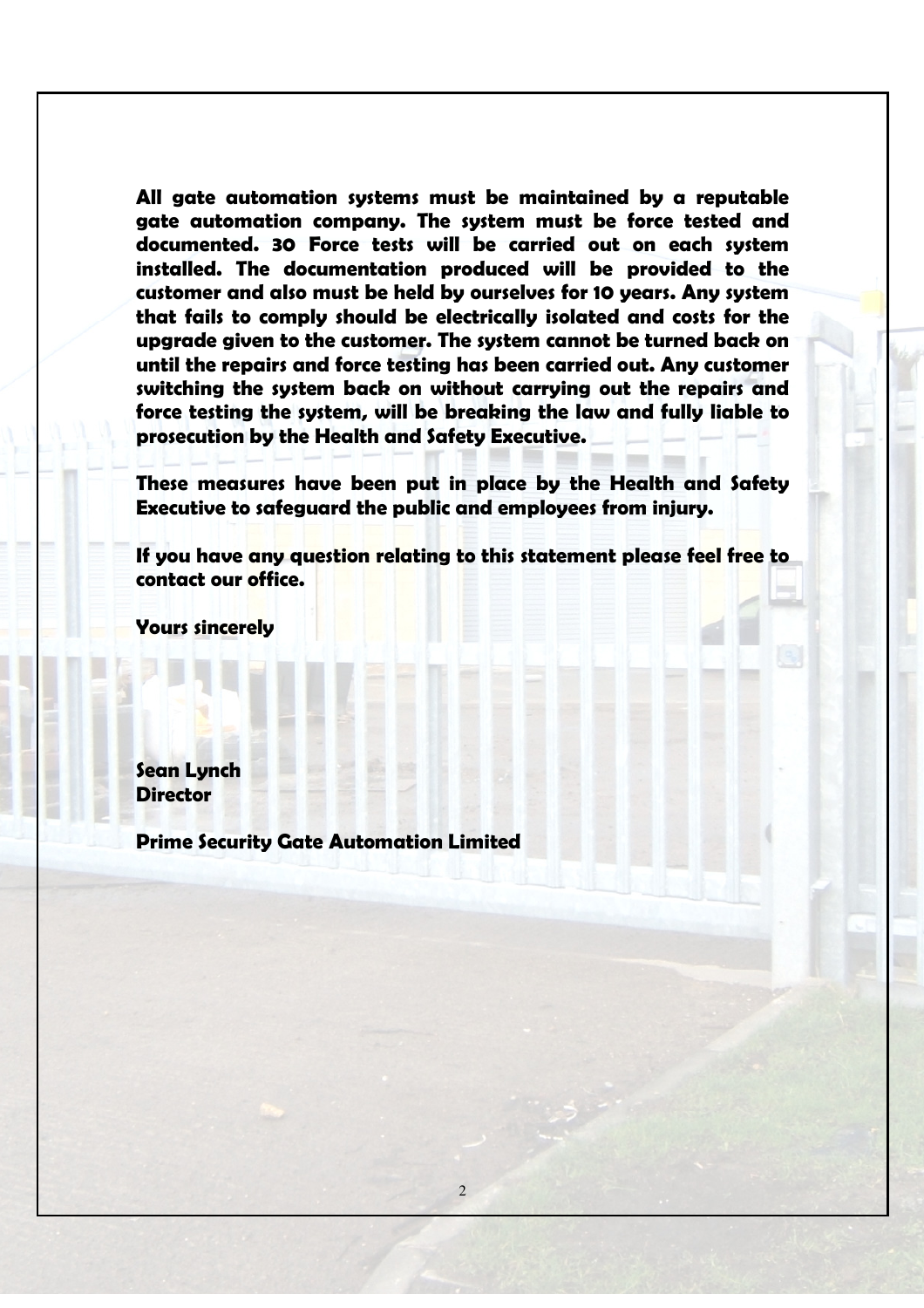**All gate automation systems must be maintained by a reputable gate automation company. The system must be force tested and documented. 30 Force tests will be carried out on each system installed. The documentation produced will be provided to the customer and also must be held by ourselves for 10 years. Any system that fails to comply should be electrically isolated and costs for the upgrade given to the customer. The system cannot be turned back on until the repairs and force testing has been carried out. Any customer switching the system back on without carrying out the repairs and force testing the system, will be breaking the law and fully liable to prosecution by the Health and Safety Executive.**

**These measures have been put in place by the Health and Safety Executive to safeguard the public and employees from injury.**

**If you have any question relating to this statement please feel free to contact our office.**

**Yours sincerely**

**Sean Lynch**
**Director**

**Prime Security Gate Automation Limited**